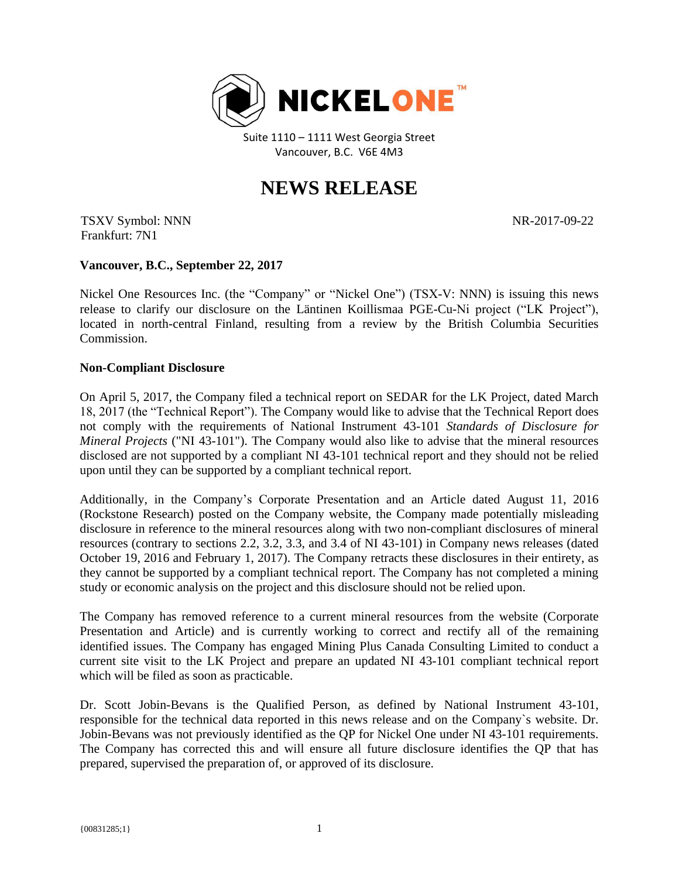NICKELONE™

Suite 1110 – 1111 West Georgia Street
Vancouver, B.C. V6E 4M3

# NEWS RELEASE

TSXV Symbol: NNN
Frankfurt: 7N1

NR-2017-09-22

**Vancouver, B.C., September 22, 2017**

Nickel One Resources Inc. (the "Company" or "Nickel One") (TSX-V: NNN) is issuing this news release to clarify our disclosure on the Läntinen Koillismaa PGE-Cu-Ni project ("LK Project"), located in north-central Finland, resulting from a review by the British Columbia Securities Commission.

**Non-Compliant Disclosure**

On April 5, 2017, the Company filed a technical report on SEDAR for the LK Project, dated March 18, 2017 (the "Technical Report"). The Company would like to advise that the Technical Report does not comply with the requirements of National Instrument 43-101 *Standards of Disclosure for Mineral Projects* ("NI 43-101"). The Company would also like to advise that the mineral resources disclosed are not supported by a compliant NI 43-101 technical report and they should not be relied upon until they can be supported by a compliant technical report.

Additionally, in the Company's Corporate Presentation and an Article dated August 11, 2016 (Rockstone Research) posted on the Company website, the Company made potentially misleading disclosure in reference to the mineral resources along with two non-compliant disclosures of mineral resources (contrary to sections 2.2, 3.2, 3.3, and 3.4 of NI 43-101) in Company news releases (dated October 19, 2016 and February 1, 2017). The Company retracts these disclosures in their entirety, as they cannot be supported by a compliant technical report. The Company has not completed a mining study or economic analysis on the project and this disclosure should not be relied upon.

The Company has removed reference to a current mineral resources from the website (Corporate Presentation and Article) and is currently working to correct and rectify all of the remaining identified issues. The Company has engaged Mining Plus Canada Consulting Limited to conduct a current site visit to the LK Project and prepare an updated NI 43-101 compliant technical report which will be filed as soon as practicable.

Dr. Scott Jobin-Bevans is the Qualified Person, as defined by National Instrument 43-101, responsible for the technical data reported in this news release and on the Company`s website. Dr. Jobin-Bevans was not previously identified as the QP for Nickel One under NI 43-101 requirements. The Company has corrected this and will ensure all future disclosure identifies the QP that has prepared, supervised the preparation of, or approved of its disclosure.

{00831285;1}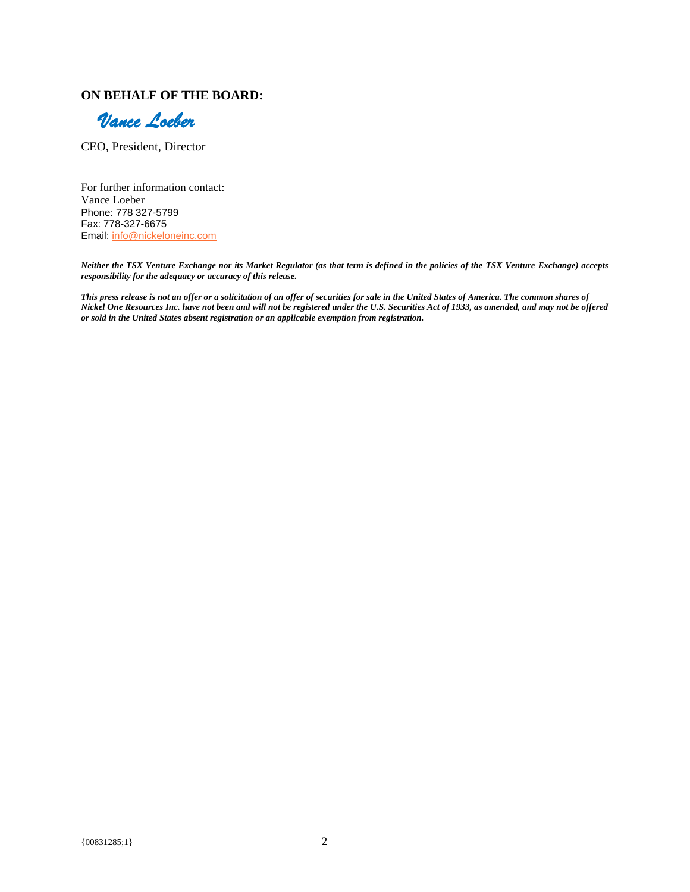**ON BEHALF OF THE BOARD:**

*Vance Loeber*

CEO, President, Director

For further information contact:
Vance Loeber
Phone: 778 327-5799
Fax: 778-327-6675
Email: info@nickeloneinc.com

***Neither the TSX Venture Exchange nor its Market Regulator (as that term is defined in the policies of the TSX Venture Exchange) accepts responsibility for the adequacy or accuracy of this release.***

***This press release is not an offer or a solicitation of an offer of securities for sale in the United States of America. The common shares of Nickel One Resources Inc. have not been and will not be registered under the U.S. Securities Act of 1933, as amended, and may not be offered or sold in the United States absent registration or an applicable exemption from registration.***

{00831285;1}